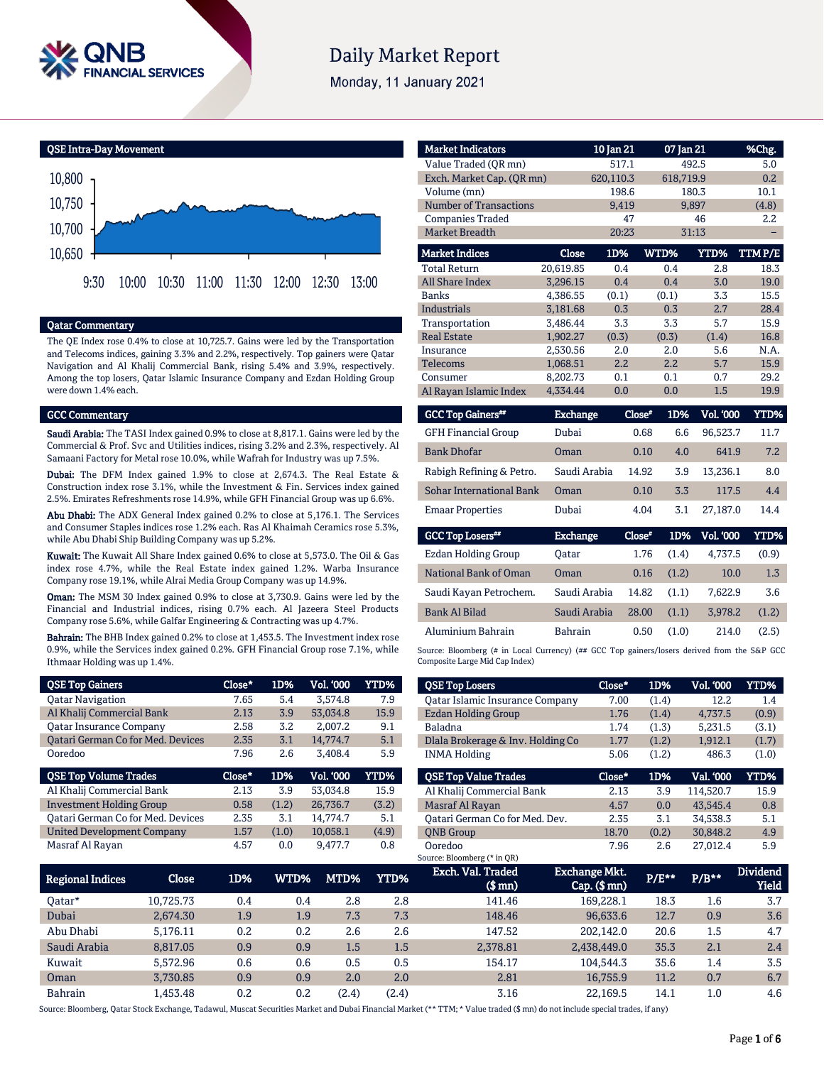# Daily Market Report

Monday, 11 January 2021

## QSE Intra-Day Movement

## Qatar Commentary

The QE Index rose 0.4% to close at 10,725.7. Gains were led by the Transportation and Telecoms indices, gaining 3.3% and 2.2%, respectively. Top gainers were Qatar Navigation and Al Khalij Commercial Bank, rising 5.4% and 3.9%, respectively. Among the top losers, Qatar Islamic Insurance Company and Ezdan Holding Group were down 1.4% each.

## GCC Commentary

**Saudi Arabia:** The TASI Index gained 0.9% to close at 8,817.1. Gains were led by the Commercial & Prof. Svc and Utilities indices, rising 3.2% and 2.3%, respectively. Al Samaani Factory for Metal rose 10.0%, while Wafrah for Industry was up 7.5%.

**Dubai:** The DFM Index gained 1.9% to close at 2,674.3. The Real Estate & Construction index rose 3.1%, while the Investment & Fin. Services index gained 2.5%. Emirates Refreshments rose 14.9%, while GFH Financial Group was up 6.6%.

**Abu Dhabi:** The ADX General Index gained 0.2% to close at 5,176.1. The Services and Consumer Staples indices rose 1.2% each. Ras Al Khaimah Ceramics rose 5.3%, while Abu Dhabi Ship Building Company was up 5.2%.

**Kuwait:** The Kuwait All Share Index gained 0.6% to close at 5,573.0. The Oil & Gas index rose 4.7%, while the Real Estate index gained 1.2%. Warba Insurance Company rose 19.1%, while Alrai Media Group Company was up 14.9%.

**Oman:** The MSM 30 Index gained 0.9% to close at 3,730.9. Gains were led by the Financial and Industrial indices, rising 0.7% each. Al Jazeera Steel Products Company rose 5.6%, while Galfar Engineering & Contracting was up 4.7%.

**Bahrain:** The BHB Index gained 0.2% to close at 1,453.5. The Investment index rose 0.9%, while the Services index gained 0.2%. GFH Financial Group rose 7.1%, while Ithmaar Holding was up 1.4%.

| Market Indicators | 10 Jan 21 | 07 Jan 21 | %Chg. |
|---|---|---|---|
| Value Traded (QR mn) | 517.1 | 492.5 | 5.0 |
| Exch. Market Cap. (QR mn) | 620,110.3 | 618,719.9 | 0.2 |
| Volume (mn) | 198.6 | 180.3 | 10.1 |
| Number of Transactions | 9,419 | 9,897 | (4.8) |
| Companies Traded | 47 | 46 | 2.2 |
| Market Breadth | 20:23 | 31:13 | – |

| Market Indices | Close | 1D% | WTD% | YTD% | TTM P/E |
|---|---|---|---|---|---|
| Total Return | 20,619.85 | 0.4 | 0.4 | 2.8 | 18.3 |
| All Share Index | 3,296.15 | 0.4 | 0.4 | 3.0 | 19.0 |
| Banks | 4,386.55 | (0.1) | (0.1) | 3.3 | 15.5 |
| Industrials | 3,181.68 | 0.3 | 0.3 | 2.7 | 28.4 |
| Transportation | 3,486.44 | 3.3 | 3.3 | 5.7 | 15.9 |
| Real Estate | 1,902.27 | (0.3) | (0.3) | (1.4) | 16.8 |
| Insurance | 2,530.56 | 2.0 | 2.0 | 5.6 | N.A. |
| Telecoms | 1,068.51 | 2.2 | 2.2 | 5.7 | 15.9 |
| Consumer | 8,202.73 | 0.1 | 0.1 | 0.7 | 29.2 |
| Al Rayan Islamic Index | 4,334.44 | 0.0 | 0.0 | 1.5 | 19.9 |

| GCC Top Gainers## | Exchange | Close# | 1D% | Vol. '000 | YTD% |
|---|---|---|---|---|---|
| GFH Financial Group | Dubai | 0.68 | 6.6 | 96,523.7 | 11.7 |
| Bank Dhofar | Oman | 0.10 | 4.0 | 641.9 | 7.2 |
| Rabigh Refining & Petro. | Saudi Arabia | 14.92 | 3.9 | 13,236.1 | 8.0 |
| Sohar International Bank | Oman | 0.10 | 3.3 | 117.5 | 4.4 |
| Emaar Properties | Dubai | 4.04 | 3.1 | 27,187.0 | 14.4 |

| GCC Top Losers## | Exchange | Close# | 1D% | Vol. '000 | YTD% |
|---|---|---|---|---|---|
| Ezdan Holding Group | Qatar | 1.76 | (1.4) | 4,737.5 | (0.9) |
| National Bank of Oman | Oman | 0.16 | (1.2) | 10.0 | 1.3 |
| Saudi Kayan Petrochem. | Saudi Arabia | 14.82 | (1.1) | 7,622.9 | 3.6 |
| Bank Al Bilad | Saudi Arabia | 28.00 | (1.1) | 3,978.2 | (1.2) |
| Aluminium Bahrain | Bahrain | 0.50 | (1.0) | 214.0 | (2.5) |

Source: Bloomberg (# in Local Currency) (## GCC Top gainers/losers derived from the S&P GCC Composite Large Mid Cap Index)

| QSE Top Gainers | Close* | 1D% | Vol. '000 | YTD% |
|---|---|---|---|---|
| Qatar Navigation | 7.65 | 5.4 | 3,574.8 | 7.9 |
| Al Khalij Commercial Bank | 2.13 | 3.9 | 53,034.8 | 15.9 |
| Qatar Insurance Company | 2.58 | 3.2 | 2,007.2 | 9.1 |
| Qatari German Co for Med. Devices | 2.35 | 3.1 | 14,774.7 | 5.1 |
| Ooredoo | 7.96 | 2.6 | 3,408.4 | 5.9 |

| QSE Top Volume Trades | Close* | 1D% | Vol. '000 | YTD% |
|---|---|---|---|---|
| Al Khalij Commercial Bank | 2.13 | 3.9 | 53,034.8 | 15.9 |
| Investment Holding Group | 0.58 | (1.2) | 26,736.7 | (3.2) |
| Qatari German Co for Med. Devices | 2.35 | 3.1 | 14,774.7 | 5.1 |
| United Development Company | 1.57 | (1.0) | 10,058.1 | (4.9) |
| Masraf Al Rayan | 4.57 | 0.0 | 9,477.7 | 0.8 |

| QSE Top Losers | Close* | 1D% | Vol. '000 | YTD% |
|---|---|---|---|---|
| Qatar Islamic Insurance Company | 7.00 | (1.4) | 12.2 | 1.4 |
| Ezdan Holding Group | 1.76 | (1.4) | 4,737.5 | (0.9) |
| Baladna | 1.74 | (1.3) | 5,231.5 | (3.1) |
| Dlala Brokerage & Inv. Holding Co | 1.77 | (1.2) | 1,912.1 | (1.7) |
| INMA Holding | 5.06 | (1.2) | 486.3 | (1.0) |

| QSE Top Value Trades | Close* | 1D% | Val. '000 | YTD% |
|---|---|---|---|---|
| Al Khalij Commercial Bank | 2.13 | 3.9 | 114,520.7 | 15.9 |
| Masraf Al Rayan | 4.57 | 0.0 | 43,545.4 | 0.8 |
| Qatari German Co for Med. Dev. | 2.35 | 3.1 | 34,538.3 | 5.1 |
| QNB Group | 18.70 | (0.2) | 30,848.2 | 4.9 |
| Ooredoo | 7.96 | 2.6 | 27,012.4 | 5.9 |

Source: Bloomberg (* in QR)

| Regional Indices | Close | 1D% | WTD% | MTD% | YTD% | Exch. Val. Traded ($ mn) | Exchange Mkt. Cap. ($ mn) | P/E** | P/B** | Dividend Yield |
|---|---|---|---|---|---|---|---|---|---|---|
| Qatar* | 10,725.73 | 0.4 | 0.4 | 2.8 | 2.8 | 141.46 | 169,228.1 | 18.3 | 1.6 | 3.7 |
| Dubai | 2,674.30 | 1.9 | 1.9 | 7.3 | 7.3 | 148.46 | 96,633.6 | 12.7 | 0.9 | 3.6 |
| Abu Dhabi | 5,176.11 | 0.2 | 0.2 | 2.6 | 2.6 | 147.52 | 202,142.0 | 20.6 | 1.5 | 4.7 |
| Saudi Arabia | 8,817.05 | 0.9 | 0.9 | 1.5 | 1.5 | 2,378.81 | 2,438,449.0 | 35.3 | 2.1 | 2.4 |
| Kuwait | 5,572.96 | 0.6 | 0.6 | 0.5 | 0.5 | 154.17 | 104,544.3 | 35.6 | 1.4 | 3.5 |
| Oman | 3,730.85 | 0.9 | 0.9 | 2.0 | 2.0 | 2.81 | 16,755.9 | 11.2 | 0.7 | 6.7 |
| Bahrain | 1,453.48 | 0.2 | 0.2 | (2.4) | (2.4) | 3.16 | 22,169.5 | 14.1 | 1.0 | 4.6 |

Source: Bloomberg, Qatar Stock Exchange, Tadawul, Muscat Securities Market and Dubai Financial Market (** TTM; * Value traded ($ mn) do not include special trades, if any)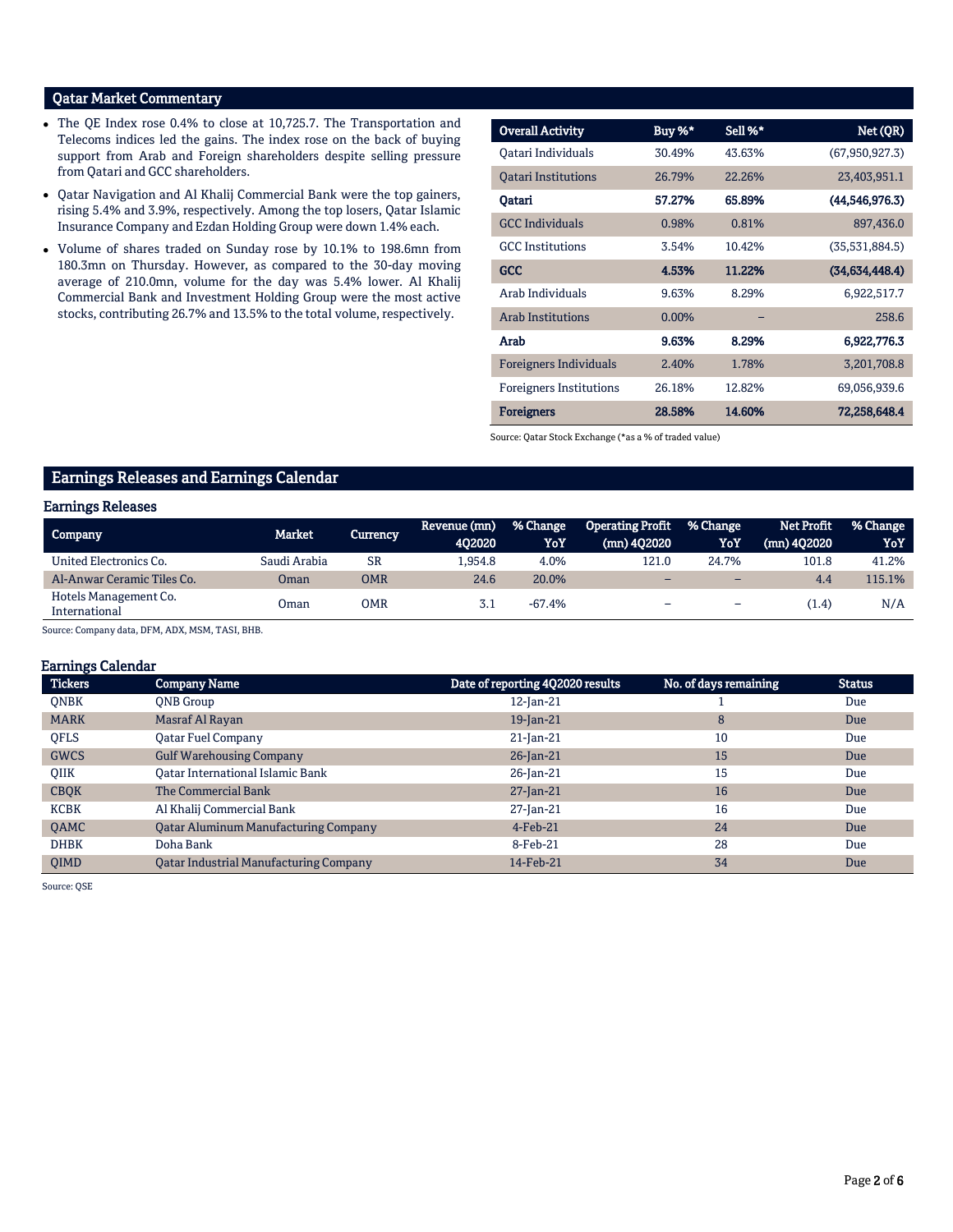## Qatar Market Commentary

- The QE Index rose 0.4% to close at 10,725.7. The Transportation and Telecoms indices led the gains. The index rose on the back of buying support from Arab and Foreign shareholders despite selling pressure from Qatari and GCC shareholders.
- Qatar Navigation and Al Khalij Commercial Bank were the top gainers, rising 5.4% and 3.9%, respectively. Among the top losers, Qatar Islamic Insurance Company and Ezdan Holding Group were down 1.4% each.
- Volume of shares traded on Sunday rose by 10.1% to 198.6mn from 180.3mn on Thursday. However, as compared to the 30-day moving average of 210.0mn, volume for the day was 5.4% lower. Al Khalij Commercial Bank and Investment Holding Group were the most active stocks, contributing 26.7% and 13.5% to the total volume, respectively.

| Overall Activity | Buy %* | Sell %* | Net (QR) |
|---|---|---|---|
| Qatari Individuals | 30.49% | 43.63% | (67,950,927.3) |
| Qatari Institutions | 26.79% | 22.26% | 23,403,951.1 |
| **Qatari** | **57.27%** | **65.89%** | **(44,546,976.3)** |
| GCC Individuals | 0.98% | 0.81% | 897,436.0 |
| GCC Institutions | 3.54% | 10.42% | (35,531,884.5) |
| **GCC** | **4.53%** | **11.22%** | **(34,634,448.4)** |
| Arab Individuals | 9.63% | 8.29% | 6,922,517.7 |
| Arab Institutions | 0.00% | – | 258.6 |
| **Arab** | **9.63%** | **8.29%** | **6,922,776.3** |
| Foreigners Individuals | 2.40% | 1.78% | 3,201,708.8 |
| Foreigners Institutions | 26.18% | 12.82% | 69,056,939.6 |
| **Foreigners** | **28.58%** | **14.60%** | **72,258,648.4** |

Source: Qatar Stock Exchange (*as a % of traded value)

## Earnings Releases and Earnings Calendar

### Earnings Releases

| Company | Market | Currency | Revenue (mn) 4Q2020 | % Change YoY | Operating Profit (mn) 4Q2020 | % Change YoY | Net Profit (mn) 4Q2020 | % Change YoY |
|---|---|---|---|---|---|---|---|---|
| United Electronics Co. | Saudi Arabia | SR | 1,954.8 | 4.0% | 121.0 | 24.7% | 101.8 | 41.2% |
| Al-Anwar Ceramic Tiles Co. | Oman | OMR | 24.6 | 20.0% | – | – | 4.4 | 115.1% |
| Hotels Management Co. International | Oman | OMR | 3.1 | -67.4% | – | – | (1.4) | N/A |

Source: Company data, DFM, ADX, MSM, TASI, BHB.

### Earnings Calendar

| Tickers | Company Name | Date of reporting 4Q2020 results | No. of days remaining | Status |
|---|---|---|---|---|
| QNBK | QNB Group | 12-Jan-21 | 1 | Due |
| MARK | Masraf Al Rayan | 19-Jan-21 | 8 | Due |
| QFLS | Qatar Fuel Company | 21-Jan-21 | 10 | Due |
| GWCS | Gulf Warehousing Company | 26-Jan-21 | 15 | Due |
| QIIK | Qatar International Islamic Bank | 26-Jan-21 | 15 | Due |
| CBQK | The Commercial Bank | 27-Jan-21 | 16 | Due |
| KCBK | Al Khalij Commercial Bank | 27-Jan-21 | 16 | Due |
| QAMC | Qatar Aluminum Manufacturing Company | 4-Feb-21 | 24 | Due |
| DHBK | Doha Bank | 8-Feb-21 | 28 | Due |
| QIMD | Qatar Industrial Manufacturing Company | 14-Feb-21 | 34 | Due |

Source: QSE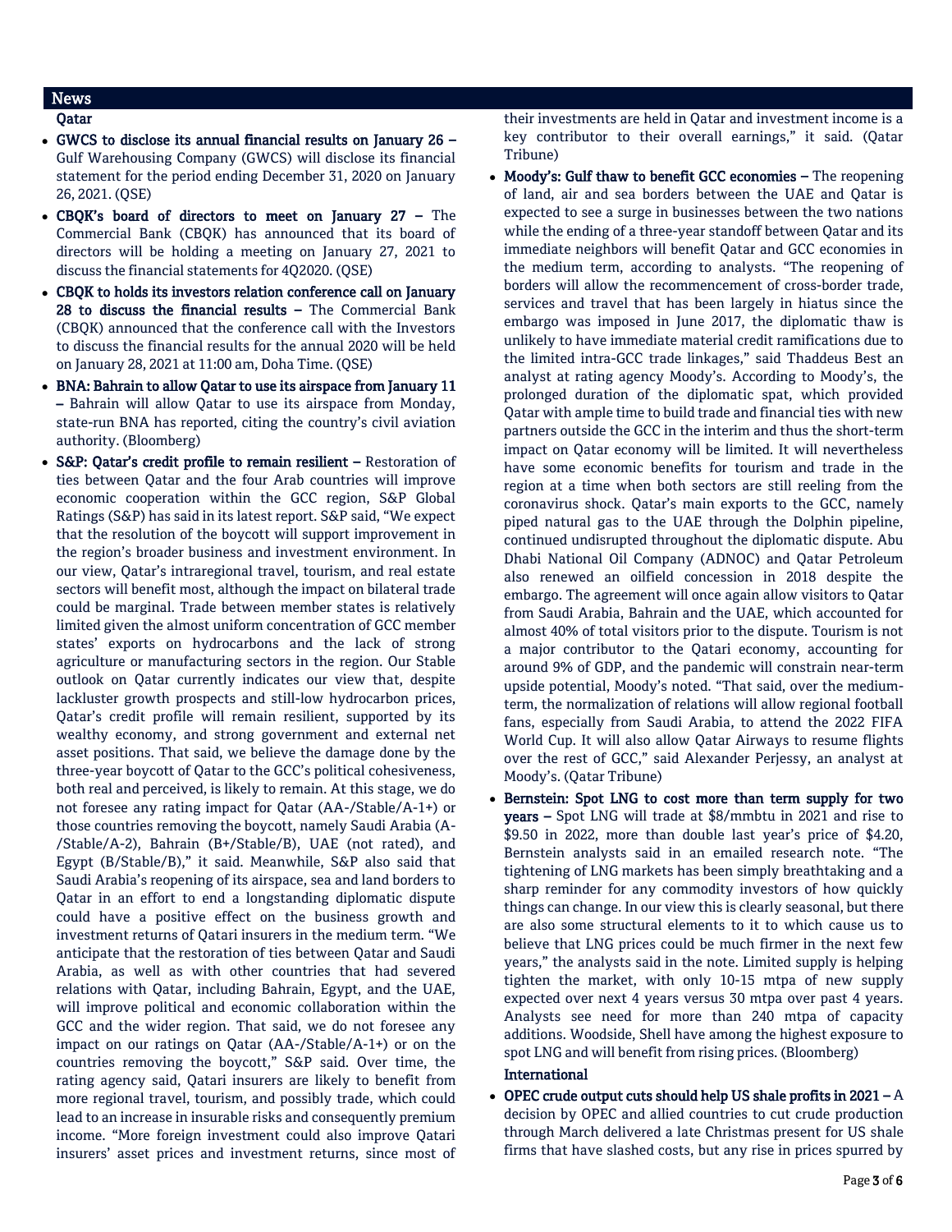## News

### Qatar

- **GWCS to disclose its annual financial results on January 26 –** Gulf Warehousing Company (GWCS) will disclose its financial statement for the period ending December 31, 2020 on January 26, 2021. (QSE)
- **CBQK's board of directors to meet on January 27 –** The Commercial Bank (CBQK) has announced that its board of directors will be holding a meeting on January 27, 2021 to discuss the financial statements for 4Q2020. (QSE)
- **CBQK to holds its investors relation conference call on January 28 to discuss the financial results –** The Commercial Bank (CBQK) announced that the conference call with the Investors to discuss the financial results for the annual 2020 will be held on January 28, 2021 at 11:00 am, Doha Time. (QSE)
- **BNA: Bahrain to allow Qatar to use its airspace from January 11 –** Bahrain will allow Qatar to use its airspace from Monday, state-run BNA has reported, citing the country's civil aviation authority. (Bloomberg)
- **S&P: Qatar's credit profile to remain resilient –** Restoration of ties between Qatar and the four Arab countries will improve economic cooperation within the GCC region, S&P Global Ratings (S&P) has said in its latest report. S&P said, "We expect that the resolution of the boycott will support improvement in the region's broader business and investment environment. In our view, Qatar's intraregional travel, tourism, and real estate sectors will benefit most, although the impact on bilateral trade could be marginal. Trade between member states is relatively limited given the almost uniform concentration of GCC member states' exports on hydrocarbons and the lack of strong agriculture or manufacturing sectors in the region. Our Stable outlook on Qatar currently indicates our view that, despite lackluster growth prospects and still-low hydrocarbon prices, Qatar's credit profile will remain resilient, supported by its wealthy economy, and strong government and external net asset positions. That said, we believe the damage done by the three-year boycott of Qatar to the GCC's political cohesiveness, both real and perceived, is likely to remain. At this stage, we do not foresee any rating impact for Qatar (AA-/Stable/A-1+) or those countries removing the boycott, namely Saudi Arabia (A-/Stable/A-2), Bahrain (B+/Stable/B), UAE (not rated), and Egypt (B/Stable/B)," it said. Meanwhile, S&P also said that Saudi Arabia's reopening of its airspace, sea and land borders to Qatar in an effort to end a longstanding diplomatic dispute could have a positive effect on the business growth and investment returns of Qatari insurers in the medium term. "We anticipate that the restoration of ties between Qatar and Saudi Arabia, as well as with other countries that had severed relations with Qatar, including Bahrain, Egypt, and the UAE, will improve political and economic collaboration within the GCC and the wider region. That said, we do not foresee any impact on our ratings on Qatar (AA-/Stable/A-1+) or on the countries removing the boycott," S&P said. Over time, the rating agency said, Qatari insurers are likely to benefit from more regional travel, tourism, and possibly trade, which could lead to an increase in insurable risks and consequently premium income. "More foreign investment could also improve Qatari insurers' asset prices and investment returns, since most of their investments are held in Qatar and investment income is a key contributor to their overall earnings," it said. (Qatar Tribune)
- **Moody's: Gulf thaw to benefit GCC economies –** The reopening of land, air and sea borders between the UAE and Qatar is expected to see a surge in businesses between the two nations while the ending of a three-year standoff between Qatar and its immediate neighbors will benefit Qatar and GCC economies in the medium term, according to analysts. "The reopening of borders will allow the recommencement of cross-border trade, services and travel that has been largely in hiatus since the embargo was imposed in June 2017, the diplomatic thaw is unlikely to have immediate material credit ramifications due to the limited intra-GCC trade linkages," said Thaddeus Best an analyst at rating agency Moody's. According to Moody's, the prolonged duration of the diplomatic spat, which provided Qatar with ample time to build trade and financial ties with new partners outside the GCC in the interim and thus the short-term impact on Qatar economy will be limited. It will nevertheless have some economic benefits for tourism and trade in the region at a time when both sectors are still reeling from the coronavirus shock. Qatar's main exports to the GCC, namely piped natural gas to the UAE through the Dolphin pipeline, continued undisrupted throughout the diplomatic dispute. Abu Dhabi National Oil Company (ADNOC) and Qatar Petroleum also renewed an oilfield concession in 2018 despite the embargo. The agreement will once again allow visitors to Qatar from Saudi Arabia, Bahrain and the UAE, which accounted for almost 40% of total visitors prior to the dispute. Tourism is not a major contributor to the Qatari economy, accounting for around 9% of GDP, and the pandemic will constrain near-term upside potential, Moody's noted. "That said, over the medium-term, the normalization of relations will allow regional football fans, especially from Saudi Arabia, to attend the 2022 FIFA World Cup. It will also allow Qatar Airways to resume flights over the rest of GCC," said Alexander Perjessy, an analyst at Moody's. (Qatar Tribune)
- **Bernstein: Spot LNG to cost more than term supply for two years –** Spot LNG will trade at $8/mmbtu in 2021 and rise to $9.50 in 2022, more than double last year's price of $4.20, Bernstein analysts said in an emailed research note. "The tightening of LNG markets has been simply breathtaking and a sharp reminder for any commodity investors of how quickly things can change. In our view this is clearly seasonal, but there are also some structural elements to it which cause us to believe that LNG prices could be much firmer in the next few years," the analysts said in the note. Limited supply is helping tighten the market, with only 10-15 mtpa of new supply expected over next 4 years versus 30 mtpa over past 4 years. Analysts see need for more than 240 mtpa of capacity additions. Woodside, Shell have among the highest exposure to spot LNG and will benefit from rising prices. (Bloomberg)

### International

- **OPEC crude output cuts should help US shale profits in 2021 –** A decision by OPEC and allied countries to cut crude production through March delivered a late Christmas present for US shale firms that have slashed costs, but any rise in prices spurred by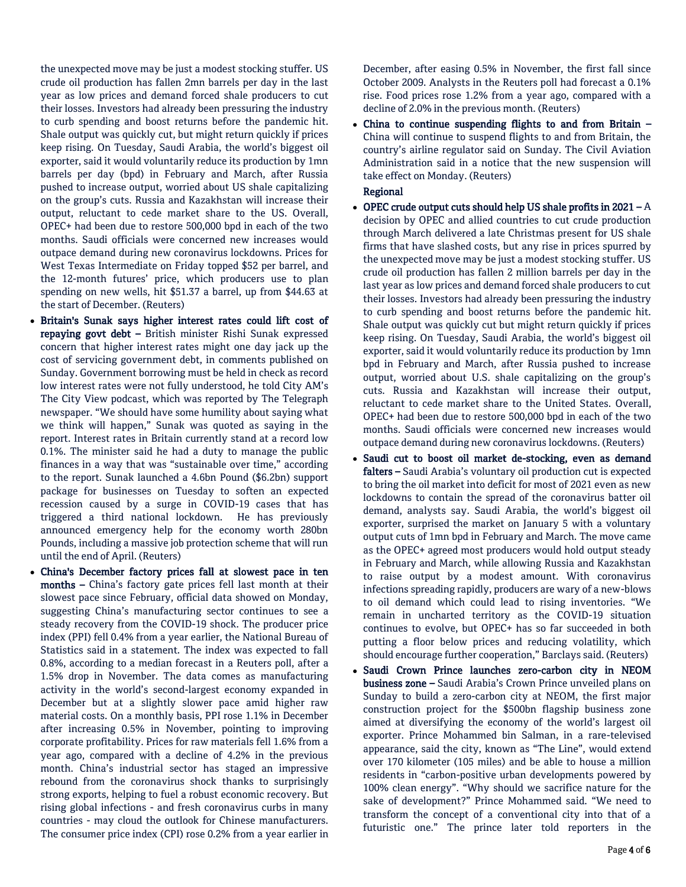the unexpected move may be just a modest stocking stuffer. US crude oil production has fallen 2mn barrels per day in the last year as low prices and demand forced shale producers to cut their losses. Investors had already been pressuring the industry to curb spending and boost returns before the pandemic hit. Shale output was quickly cut, but might return quickly if prices keep rising. On Tuesday, Saudi Arabia, the world's biggest oil exporter, said it would voluntarily reduce its production by 1mn barrels per day (bpd) in February and March, after Russia pushed to increase output, worried about US shale capitalizing on the group's cuts. Russia and Kazakhstan will increase their output, reluctant to cede market share to the US. Overall, OPEC+ had been due to restore 500,000 bpd in each of the two months. Saudi officials were concerned new increases would outpace demand during new coronavirus lockdowns. Prices for West Texas Intermediate on Friday topped $52 per barrel, and the 12-month futures' price, which producers use to plan spending on new wells, hit $51.37 a barrel, up from $44.63 at the start of December. (Reuters)

- **Britain's Sunak says higher interest rates could lift cost of repaying govt debt –** British minister Rishi Sunak expressed concern that higher interest rates might one day jack up the cost of servicing government debt, in comments published on Sunday. Government borrowing must be held in check as record low interest rates were not fully understood, he told City AM's The City View podcast, which was reported by The Telegraph newspaper. "We should have some humility about saying what we think will happen," Sunak was quoted as saying in the report. Interest rates in Britain currently stand at a record low 0.1%. The minister said he had a duty to manage the public finances in a way that was "sustainable over time," according to the report. Sunak launched a 4.6bn Pound ($6.2bn) support package for businesses on Tuesday to soften an expected recession caused by a surge in COVID-19 cases that has triggered a third national lockdown. He has previously announced emergency help for the economy worth 280bn Pounds, including a massive job protection scheme that will run until the end of April. (Reuters)
- **China's December factory prices fall at slowest pace in ten months –** China's factory gate prices fell last month at their slowest pace since February, official data showed on Monday, suggesting China's manufacturing sector continues to see a steady recovery from the COVID-19 shock. The producer price index (PPI) fell 0.4% from a year earlier, the National Bureau of Statistics said in a statement. The index was expected to fall 0.8%, according to a median forecast in a Reuters poll, after a 1.5% drop in November. The data comes as manufacturing activity in the world's second-largest economy expanded in December but at a slightly slower pace amid higher raw material costs. On a monthly basis, PPI rose 1.1% in December after increasing 0.5% in November, pointing to improving corporate profitability. Prices for raw materials fell 1.6% from a year ago, compared with a decline of 4.2% in the previous month. China's industrial sector has staged an impressive rebound from the coronavirus shock thanks to surprisingly strong exports, helping to fuel a robust economic recovery. But rising global infections - and fresh coronavirus curbs in many countries - may cloud the outlook for Chinese manufacturers. The consumer price index (CPI) rose 0.2% from a year earlier in December, after easing 0.5% in November, the first fall since October 2009. Analysts in the Reuters poll had forecast a 0.1% rise. Food prices rose 1.2% from a year ago, compared with a decline of 2.0% in the previous month. (Reuters)
- **China to continue suspending flights to and from Britain –** China will continue to suspend flights to and from Britain, the country's airline regulator said on Sunday. The Civil Aviation Administration said in a notice that the new suspension will take effect on Monday. (Reuters)

**Regional**

- **OPEC crude output cuts should help US shale profits in 2021 –** A decision by OPEC and allied countries to cut crude production through March delivered a late Christmas present for US shale firms that have slashed costs, but any rise in prices spurred by the unexpected move may be just a modest stocking stuffer. US crude oil production has fallen 2 million barrels per day in the last year as low prices and demand forced shale producers to cut their losses. Investors had already been pressuring the industry to curb spending and boost returns before the pandemic hit. Shale output was quickly cut but might return quickly if prices keep rising. On Tuesday, Saudi Arabia, the world's biggest oil exporter, said it would voluntarily reduce its production by 1mn bpd in February and March, after Russia pushed to increase output, worried about U.S. shale capitalizing on the group's cuts. Russia and Kazakhstan will increase their output, reluctant to cede market share to the United States. Overall, OPEC+ had been due to restore 500,000 bpd in each of the two months. Saudi officials were concerned new increases would outpace demand during new coronavirus lockdowns. (Reuters)
- **Saudi cut to boost oil market de-stocking, even as demand falters –** Saudi Arabia's voluntary oil production cut is expected to bring the oil market into deficit for most of 2021 even as new lockdowns to contain the spread of the coronavirus batter oil demand, analysts say. Saudi Arabia, the world's biggest oil exporter, surprised the market on January 5 with a voluntary output cuts of 1mn bpd in February and March. The move came as the OPEC+ agreed most producers would hold output steady in February and March, while allowing Russia and Kazakhstan to raise output by a modest amount. With coronavirus infections spreading rapidly, producers are wary of a new-blows to oil demand which could lead to rising inventories. "We remain in uncharted territory as the COVID-19 situation continues to evolve, but OPEC+ has so far succeeded in both putting a floor below prices and reducing volatility, which should encourage further cooperation," Barclays said. (Reuters)
- **Saudi Crown Prince launches zero-carbon city in NEOM business zone –** Saudi Arabia's Crown Prince unveiled plans on Sunday to build a zero-carbon city at NEOM, the first major construction project for the $500bn flagship business zone aimed at diversifying the economy of the world's largest oil exporter. Prince Mohammed bin Salman, in a rare-televised appearance, said the city, known as "The Line", would extend over 170 kilometer (105 miles) and be able to house a million residents in "carbon-positive urban developments powered by 100% clean energy". "Why should we sacrifice nature for the sake of development?" Prince Mohammed said. "We need to transform the concept of a conventional city into that of a futuristic one." The prince later told reporters in the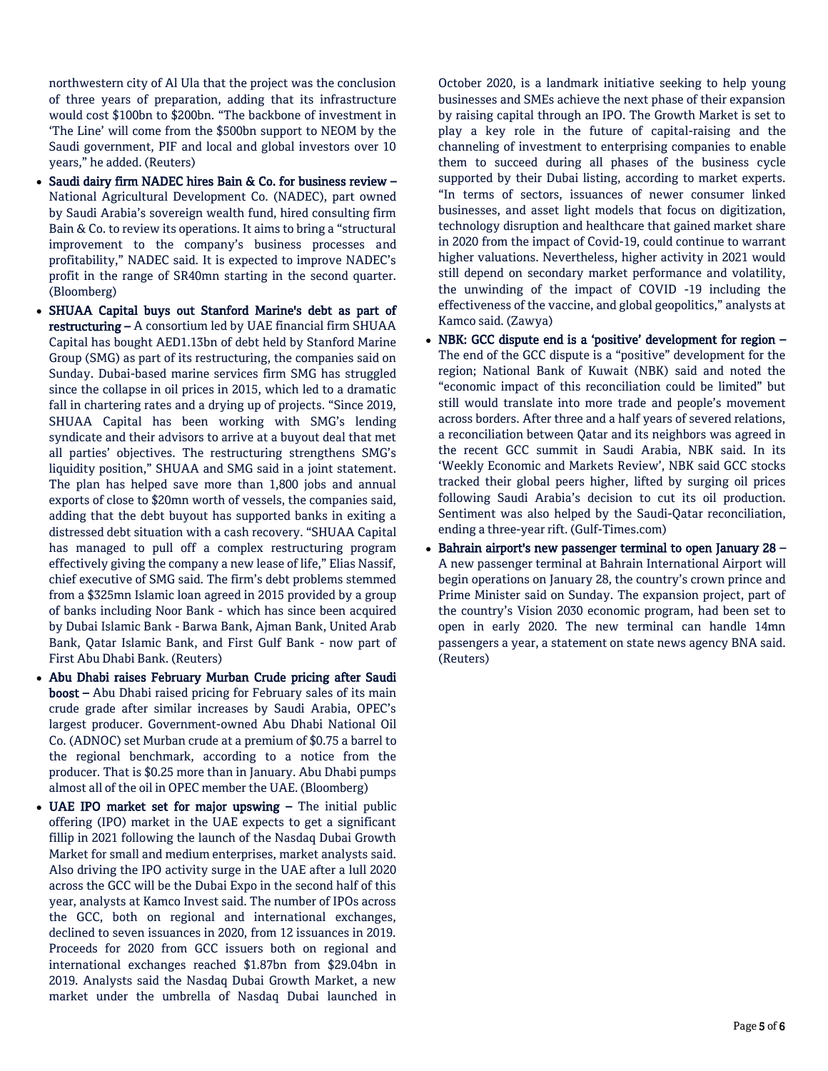northwestern city of Al Ula that the project was the conclusion of three years of preparation, adding that its infrastructure would cost $100bn to $200bn. "The backbone of investment in 'The Line' will come from the $500bn support to NEOM by the Saudi government, PIF and local and global investors over 10 years," he added. (Reuters)

- **Saudi dairy firm NADEC hires Bain & Co. for business review –** National Agricultural Development Co. (NADEC), part owned by Saudi Arabia's sovereign wealth fund, hired consulting firm Bain & Co. to review its operations. It aims to bring a "structural improvement to the company's business processes and profitability," NADEC said. It is expected to improve NADEC's profit in the range of SR40mn starting in the second quarter. (Bloomberg)
- **SHUAA Capital buys out Stanford Marine's debt as part of restructuring –** A consortium led by UAE financial firm SHUAA Capital has bought AED1.13bn of debt held by Stanford Marine Group (SMG) as part of its restructuring, the companies said on Sunday. Dubai-based marine services firm SMG has struggled since the collapse in oil prices in 2015, which led to a dramatic fall in chartering rates and a drying up of projects. "Since 2019, SHUAA Capital has been working with SMG's lending syndicate and their advisors to arrive at a buyout deal that met all parties' objectives. The restructuring strengthens SMG's liquidity position," SHUAA and SMG said in a joint statement. The plan has helped save more than 1,800 jobs and annual exports of close to $20mn worth of vessels, the companies said, adding that the debt buyout has supported banks in exiting a distressed debt situation with a cash recovery. "SHUAA Capital has managed to pull off a complex restructuring program effectively giving the company a new lease of life," Elias Nassif, chief executive of SMG said. The firm's debt problems stemmed from a $325mn Islamic loan agreed in 2015 provided by a group of banks including Noor Bank - which has since been acquired by Dubai Islamic Bank - Barwa Bank, Ajman Bank, United Arab Bank, Qatar Islamic Bank, and First Gulf Bank - now part of First Abu Dhabi Bank. (Reuters)
- **Abu Dhabi raises February Murban Crude pricing after Saudi boost –** Abu Dhabi raised pricing for February sales of its main crude grade after similar increases by Saudi Arabia, OPEC's largest producer. Government-owned Abu Dhabi National Oil Co. (ADNOC) set Murban crude at a premium of $0.75 a barrel to the regional benchmark, according to a notice from the producer. That is $0.25 more than in January. Abu Dhabi pumps almost all of the oil in OPEC member the UAE. (Bloomberg)
- **UAE IPO market set for major upswing –** The initial public offering (IPO) market in the UAE expects to get a significant fillip in 2021 following the launch of the Nasdaq Dubai Growth Market for small and medium enterprises, market analysts said. Also driving the IPO activity surge in the UAE after a lull 2020 across the GCC will be the Dubai Expo in the second half of this year, analysts at Kamco Invest said. The number of IPOs across the GCC, both on regional and international exchanges, declined to seven issuances in 2020, from 12 issuances in 2019. Proceeds for 2020 from GCC issuers both on regional and international exchanges reached $1.87bn from $29.04bn in 2019. Analysts said the Nasdaq Dubai Growth Market, a new market under the umbrella of Nasdaq Dubai launched in October 2020, is a landmark initiative seeking to help young businesses and SMEs achieve the next phase of their expansion by raising capital through an IPO. The Growth Market is set to play a key role in the future of capital-raising and the channeling of investment to enterprising companies to enable them to succeed during all phases of the business cycle supported by their Dubai listing, according to market experts. "In terms of sectors, issuances of newer consumer linked businesses, and asset light models that focus on digitization, technology disruption and healthcare that gained market share in 2020 from the impact of Covid-19, could continue to warrant higher valuations. Nevertheless, higher activity in 2021 would still depend on secondary market performance and volatility, the unwinding of the impact of COVID -19 including the effectiveness of the vaccine, and global geopolitics," analysts at Kamco said. (Zawya)
- **NBK: GCC dispute end is a 'positive' development for region –** The end of the GCC dispute is a "positive" development for the region; National Bank of Kuwait (NBK) said and noted the "economic impact of this reconciliation could be limited" but still would translate into more trade and people's movement across borders. After three and a half years of severed relations, a reconciliation between Qatar and its neighbors was agreed in the recent GCC summit in Saudi Arabia, NBK said. In its 'Weekly Economic and Markets Review', NBK said GCC stocks tracked their global peers higher, lifted by surging oil prices following Saudi Arabia's decision to cut its oil production. Sentiment was also helped by the Saudi-Qatar reconciliation, ending a three-year rift. (Gulf-Times.com)
- **Bahrain airport's new passenger terminal to open January 28 –** A new passenger terminal at Bahrain International Airport will begin operations on January 28, the country's crown prince and Prime Minister said on Sunday. The expansion project, part of the country's Vision 2030 economic program, had been set to open in early 2020. The new terminal can handle 14mn passengers a year, a statement on state news agency BNA said. (Reuters)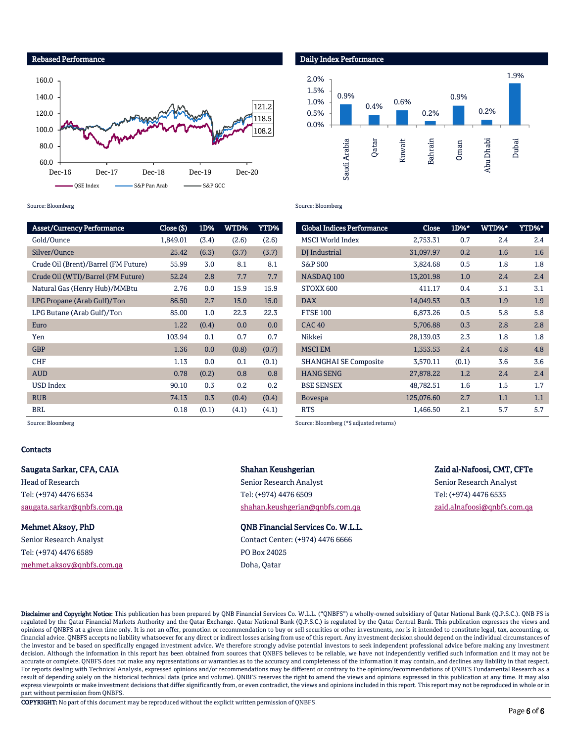## Rebased Performance

160.0
140.0
120.0
100.0
80.0
60.0

Dec-16 Dec-17 Dec-18 Dec-19 Dec-20

121.2
118.5
108.2

QSE Index — S&P Pan Arab — S&P GCC

Source: Bloomberg

## Daily Index Performance

2.0%
1.5%
1.0%
0.5%
0.0%

Saudi Arabia 0.9%
Qatar 0.4%
Kuwait 0.6%
Bahrain 0.2%
Oman 0.9%
Abu Dhabi 0.2%
Dubai 1.9%

Source: Bloomberg

| Asset/Currency Performance | Close ($) | 1D% | WTD% | YTD% |
|---|---|---|---|---|
| Gold/Ounce | 1,849.01 | (3.4) | (2.6) | (2.6) |
| Silver/Ounce | 25.42 | (6.3) | (3.7) | (3.7) |
| Crude Oil (Brent)/Barrel (FM Future) | 55.99 | 3.0 | 8.1 | 8.1 |
| Crude Oil (WTI)/Barrel (FM Future) | 52.24 | 2.8 | 7.7 | 7.7 |
| Natural Gas (Henry Hub)/MMBtu | 2.76 | 0.0 | 15.9 | 15.9 |
| LPG Propane (Arab Gulf)/Ton | 86.50 | 2.7 | 15.0 | 15.0 |
| LPG Butane (Arab Gulf)/Ton | 85.00 | 1.0 | 22.3 | 22.3 |
| Euro | 1.22 | (0.4) | 0.0 | 0.0 |
| Yen | 103.94 | 0.1 | 0.7 | 0.7 |
| GBP | 1.36 | 0.0 | (0.8) | (0.7) |
| CHF | 1.13 | 0.0 | 0.1 | (0.1) |
| AUD | 0.78 | (0.2) | 0.8 | 0.8 |
| USD Index | 90.10 | 0.3 | 0.2 | 0.2 |
| RUB | 74.13 | 0.3 | (0.4) | (0.4) |
| BRL | 0.18 | (0.1) | (4.1) | (4.1) |

Source: Bloomberg

| Global Indices Performance | Close | 1D%* | WTD%* | YTD%* |
|---|---|---|---|---|
| MSCI World Index | 2,753.31 | 0.7 | 2.4 | 2.4 |
| DJ Industrial | 31,097.97 | 0.2 | 1.6 | 1.6 |
| S&P 500 | 3,824.68 | 0.5 | 1.8 | 1.8 |
| NASDAQ 100 | 13,201.98 | 1.0 | 2.4 | 2.4 |
| STOXX 600 | 411.17 | 0.4 | 3.1 | 3.1 |
| DAX | 14,049.53 | 0.3 | 1.9 | 1.9 |
| FTSE 100 | 6,873.26 | 0.5 | 5.8 | 5.8 |
| CAC 40 | 5,706.88 | 0.3 | 2.8 | 2.8 |
| Nikkei | 28,139.03 | 2.3 | 1.8 | 1.8 |
| MSCI EM | 1,353.53 | 2.4 | 4.8 | 4.8 |
| SHANGHAI SE Composite | 3,570.11 | (0.1) | 3.6 | 3.6 |
| HANG SENG | 27,878.22 | 1.2 | 2.4 | 2.4 |
| BSE SENSEX | 48,782.51 | 1.6 | 1.5 | 1.7 |
| Bovespa | 125,076.60 | 2.7 | 1.1 | 1.1 |
| RTS | 1,466.50 | 2.1 | 5.7 | 5.7 |

Source: Bloomberg (*$ adjusted returns)

## Contacts

**Saugata Sarkar, CFA, CAIA**
Head of Research
Tel: (+974) 4476 6534
saugata.sarkar@qnbfs.com.qa

**Shahan Keushgerian**
Senior Research Analyst
Tel: (+974) 4476 6509
shahan.keushgerian@qnbfs.com.qa

**Zaid al-Nafoosi, CMT, CFTe**
Senior Research Analyst
Tel: (+974) 4476 6535
zaid.alnafoosi@qnbfs.com.qa

**Mehmet Aksoy, PhD**
Senior Research Analyst
Tel: (+974) 4476 6589
mehmet.aksoy@qnbfs.com.qa

**QNB Financial Services Co. W.L.L.**
Contact Center: (+974) 4476 6666
PO Box 24025
Doha, Qatar

**Disclaimer and Copyright Notice:** This publication has been prepared by QNB Financial Services Co. W.L.L. ("QNBFS") a wholly-owned subsidiary of Qatar National Bank (Q.P.S.C.). QNB FS is regulated by the Qatar Financial Markets Authority and the Qatar Exchange. Qatar National Bank (Q.P.S.C.) is regulated by the Qatar Central Bank. This publication expresses the views and opinions of QNBFS at a given time only. It is not an offer, promotion or recommendation to buy or sell securities or other investments, nor is it intended to constitute legal, tax, accounting, or financial advice. QNBFS accepts no liability whatsoever for any direct or indirect losses arising from use of this report. Any investment decision should depend on the individual circumstances of the investor and be based on specifically engaged investment advice. We therefore strongly advise potential investors to seek independent professional advice before making any investment decision. Although the information in this report has been obtained from sources that QNBFS believes to be reliable, we have not independently verified such information and it may not be accurate or complete. QNBFS does not make any representations or warranties as to the accuracy and completeness of the information it may contain, and declines any liability in that respect. For reports dealing with Technical Analysis, expressed opinions and/or recommendations may be different or contrary to the opinions/recommendations of QNBFS Fundamental Research as a result of depending solely on the historical technical data (price and volume). QNBFS reserves the right to amend the views and opinions expressed in this publication at any time. It may also express viewpoints or make investment decisions that differ significantly from, or even contradict, the views and opinions included in this report. This report may not be reproduced in whole or in part without permission from QNBFS.

**COPYRIGHT:** No part of this document may be reproduced without the explicit written permission of QNBFS